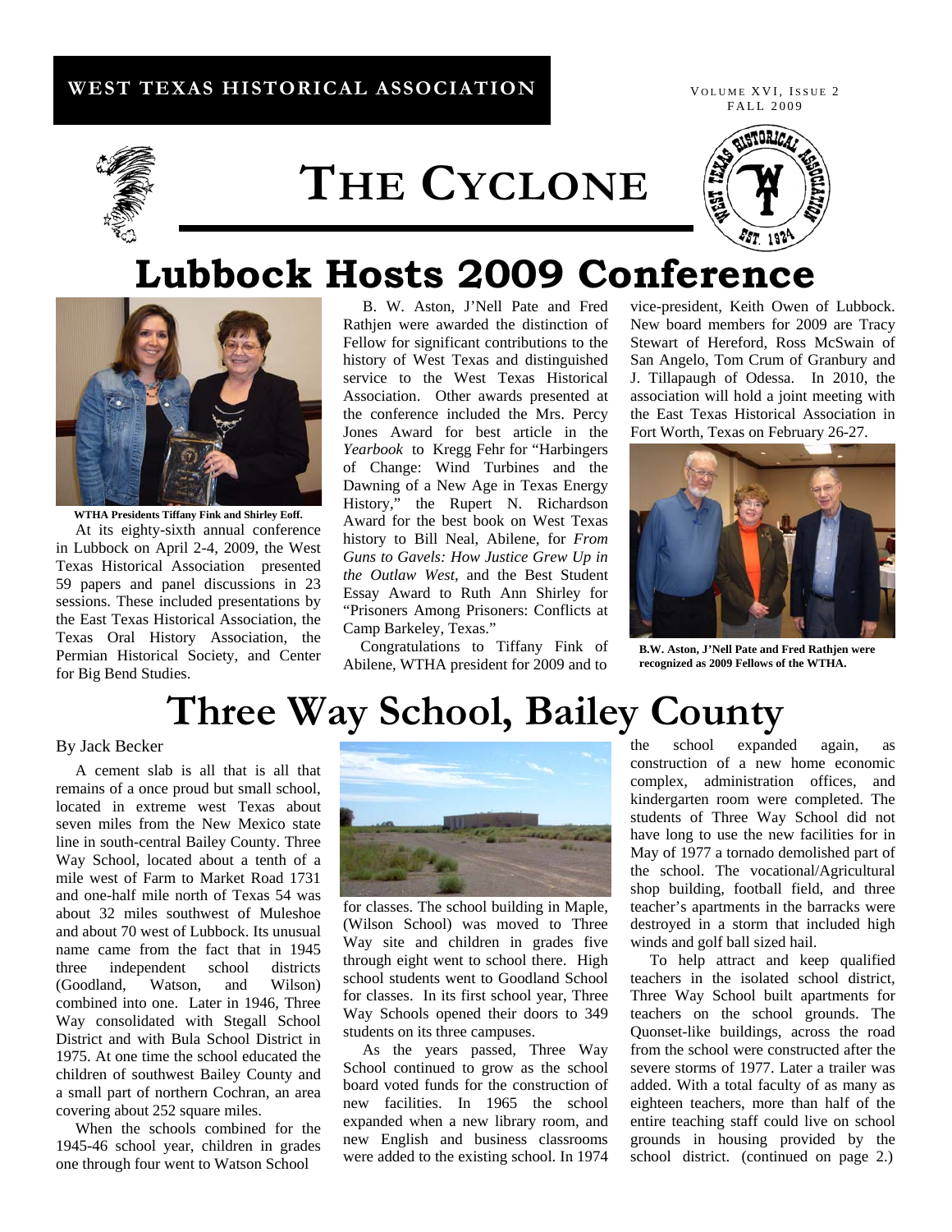# THE CYCLONE

## Lubbock Hosts 2009 Conference

WTHA Presidents Tiffany Fink and Shirley Eoff.

At its eighty-sixth annual conference in Lubbock on April 2-4, 2009, the West Texas Historical Association presented 59 papers and panel discussions in 23 sessions. These included presentations by the East Texas Historical Association, the Texas Oral History Association, the Permian Historical Society, and Center for Big Bend Studies.

B. W. Aston, J'Nell Pate and Fred Rathjen were awarded the distinction of Fellow for significant contributions to the history of West Texas and distinguished service to the West Texas Historical Association. Other awards presented at the conference included the Mrs. Percy Jones Award for best article in the *Yearbook* to Kregg Fehr for "Harbingers of Change: Wind Turbines and the Dawning of a New Age in Texas Energy History," the Rupert N. Richardson Award for the best book on West Texas history to Bill Neal, Abilene, for *From Guns to Gavels: How Justice Grew Up in the Outlaw West*, and the Best Student Essay Award to Ruth Ann Shirley for "Prisoners Among Prisoners: Conflicts at Camp Barkeley, Texas."

Congratulations to Tiffany Fink of Abilene, WTHA president for 2009 and to vice-president, Keith Owen of Lubbock. New board members for 2009 are Tracy Stewart of Hereford, Ross McSwain of San Angelo, Tom Crum of Granbury and J. Tillapaugh of Odessa. In 2010, the association will hold a joint meeting with the East Texas Historical Association in Fort Worth, Texas on February 26-27.

B.W. Aston, J'Nell Pate and Fred Rathjen were recognized as 2009 Fellows of the WTHA.

## Three Way School, Bailey County

By Jack Becker

A cement slab is all that is all that remains of a once proud but small school, located in extreme west Texas about seven miles from the New Mexico state line in south-central Bailey County. Three Way School, located about a tenth of a mile west of Farm to Market Road 1731 and one-half mile north of Texas 54 was about 32 miles southwest of Muleshoe and about 70 west of Lubbock. Its unusual name came from the fact that in 1945 three independent school districts (Goodland, Watson, and Wilson) combined into one. Later in 1946, Three Way consolidated with Stegall School District and with Bula School District in 1975. At one time the school educated the children of southwest Bailey County and a small part of northern Cochran, an area covering about 252 square miles.

When the schools combined for the 1945-46 school year, children in grades one through four went to Watson School for classes. The school building in Maple, (Wilson School) was moved to Three Way site and children in grades five through eight went to school there. High school students went to Goodland School for classes. In its first school year, Three Way Schools opened their doors to 349 students on its three campuses.

As the years passed, Three Way School continued to grow as the school board voted funds for the construction of new facilities. In 1965 the school expanded when a new library room, and new English and business classrooms were added to the existing school. In 1974 the school expanded again, as construction of a new home economic complex, administration offices, and kindergarten room were completed. The students of Three Way School did not have long to use the new facilities for in May of 1977 a tornado demolished part of the school. The vocational/Agricultural shop building, football field, and three teacher's apartments in the barracks were destroyed in a storm that included high winds and golf ball sized hail.

To help attract and keep qualified teachers in the isolated school district, Three Way School built apartments for teachers on the school grounds. The Quonset-like buildings, across the road from the school were constructed after the severe storms of 1977. Later a trailer was added. With a total faculty of as many as eighteen teachers, more than half of the entire teaching staff could live on school grounds in housing provided by the school district. (continued on page 2.)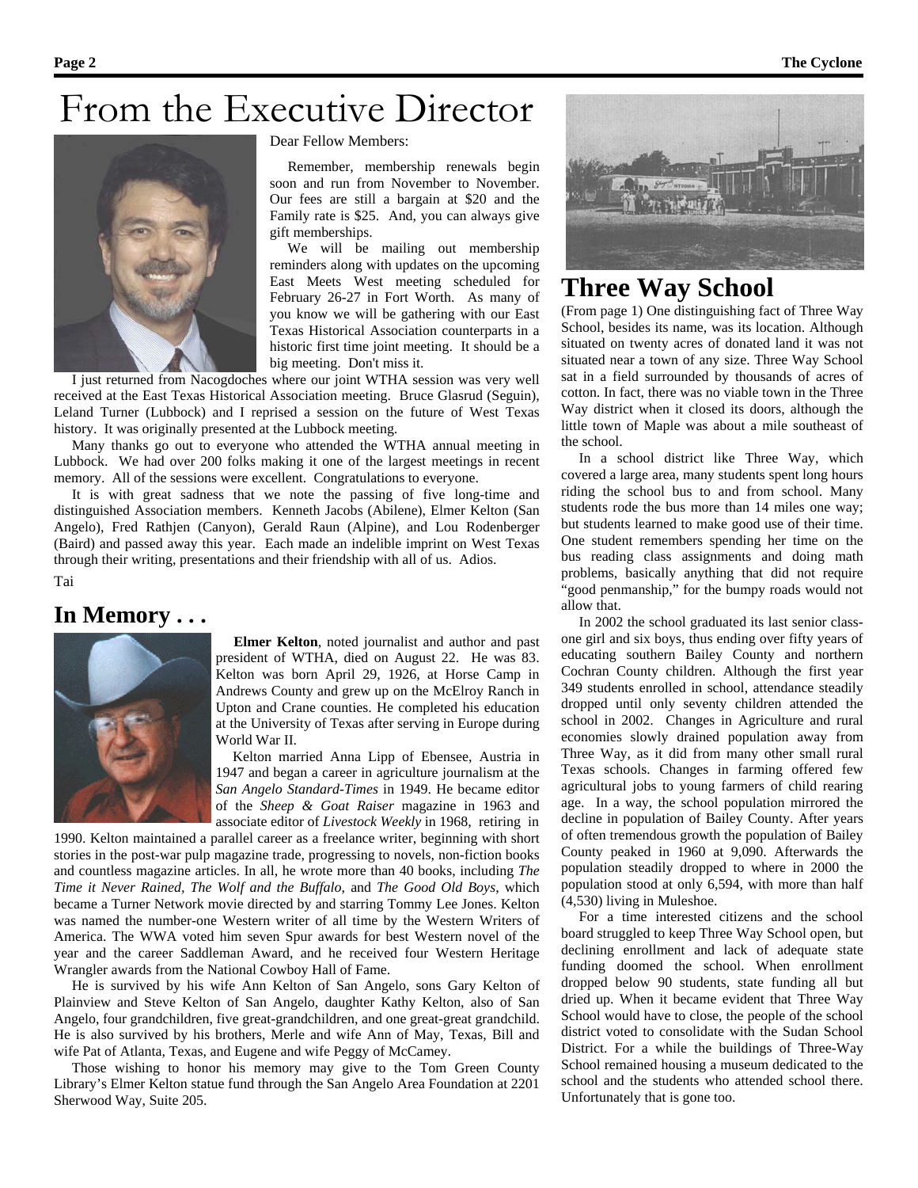# From the Executive Director

Dear Fellow Members:

Remember, membership renewals begin soon and run from November to November. Our fees are still a bargain at $20 and the Family rate is $25. And, you can always give gift memberships.

We will be mailing out membership reminders along with updates on the upcoming East Meets West meeting scheduled for February 26-27 in Fort Worth. As many of you know we will be gathering with our East Texas Historical Association counterparts in a historic first time joint meeting. It should be a big meeting. Don't miss it.

I just returned from Nacogdoches where our joint WTHA session was very well received at the East Texas Historical Association meeting. Bruce Glasrud (Seguin), Leland Turner (Lubbock) and I reprised a session on the future of West Texas history. It was originally presented at the Lubbock meeting.

Many thanks go out to everyone who attended the WTHA annual meeting in Lubbock. We had over 200 folks making it one of the largest meetings in recent memory. All of the sessions were excellent. Congratulations to everyone.

It is with great sadness that we note the passing of five long-time and distinguished Association members. Kenneth Jacobs (Abilene), Elmer Kelton (San Angelo), Fred Rathjen (Canyon), Gerald Raun (Alpine), and Lou Rodenberger (Baird) and passed away this year. Each made an indelible imprint on West Texas through their writing, presentations and their friendship with all of us. Adios.

Tai

## In Memory . . .

**Elmer Kelton**, noted journalist and author and past president of WTHA, died on August 22. He was 83. Kelton was born April 29, 1926, at Horse Camp in Andrews County and grew up on the McElroy Ranch in Upton and Crane counties. He completed his education at the University of Texas after serving in Europe during World War II.

Kelton married Anna Lipp of Ebensee, Austria in 1947 and began a career in agriculture journalism at the *San Angelo Standard-Times* in 1949. He became editor of the *Sheep & Goat Raiser* magazine in 1963 and associate editor of *Livestock Weekly* in 1968, retiring in 1990. Kelton maintained a parallel career as a freelance writer, beginning with short stories in the post-war pulp magazine trade, progressing to novels, non-fiction books and countless magazine articles. In all, he wrote more than 40 books, including *The Time it Never Rained, The Wolf and the Buffalo,* and *The Good Old Boys*, which became a Turner Network movie directed by and starring Tommy Lee Jones. Kelton was named the number-one Western writer of all time by the Western Writers of America. The WWA voted him seven Spur awards for best Western novel of the year and the career Saddleman Award, and he received four Western Heritage Wrangler awards from the National Cowboy Hall of Fame.

He is survived by his wife Ann Kelton of San Angelo, sons Gary Kelton of Plainview and Steve Kelton of San Angelo, daughter Kathy Kelton, also of San Angelo, four grandchildren, five great-grandchildren, and one great-great grandchild. He is also survived by his brothers, Merle and wife Ann of May, Texas, Bill and wife Pat of Atlanta, Texas, and Eugene and wife Peggy of McCamey.

Those wishing to honor his memory may give to the Tom Green County Library's Elmer Kelton statue fund through the San Angelo Area Foundation at 2201 Sherwood Way, Suite 205.

# Three Way School

(From page 1) One distinguishing fact of Three Way School, besides its name, was its location. Although situated on twenty acres of donated land it was not situated near a town of any size. Three Way School sat in a field surrounded by thousands of acres of cotton. In fact, there was no viable town in the Three Way district when it closed its doors, although the little town of Maple was about a mile southeast of the school.

In a school district like Three Way, which covered a large area, many students spent long hours riding the school bus to and from school. Many students rode the bus more than 14 miles one way; but students learned to make good use of their time. One student remembers spending her time on the bus reading class assignments and doing math problems, basically anything that did not require "good penmanship," for the bumpy roads would not allow that.

In 2002 the school graduated its last senior class-one girl and six boys, thus ending over fifty years of educating southern Bailey County and northern Cochran County children. Although the first year 349 students enrolled in school, attendance steadily dropped until only seventy children attended the school in 2002. Changes in Agriculture and rural economies slowly drained population away from Three Way, as it did from many other small rural Texas schools. Changes in farming offered few agricultural jobs to young farmers of child rearing age. In a way, the school population mirrored the decline in population of Bailey County. After years of often tremendous growth the population of Bailey County peaked in 1960 at 9,090. Afterwards the population steadily dropped to where in 2000 the population stood at only 6,594, with more than half (4,530) living in Muleshoe.

For a time interested citizens and the school board struggled to keep Three Way School open, but declining enrollment and lack of adequate state funding doomed the school. When enrollment dropped below 90 students, state funding all but dried up. When it became evident that Three Way School would have to close, the people of the school district voted to consolidate with the Sudan School District. For a while the buildings of Three-Way School remained housing a museum dedicated to the school and the students who attended school there. Unfortunately that is gone too.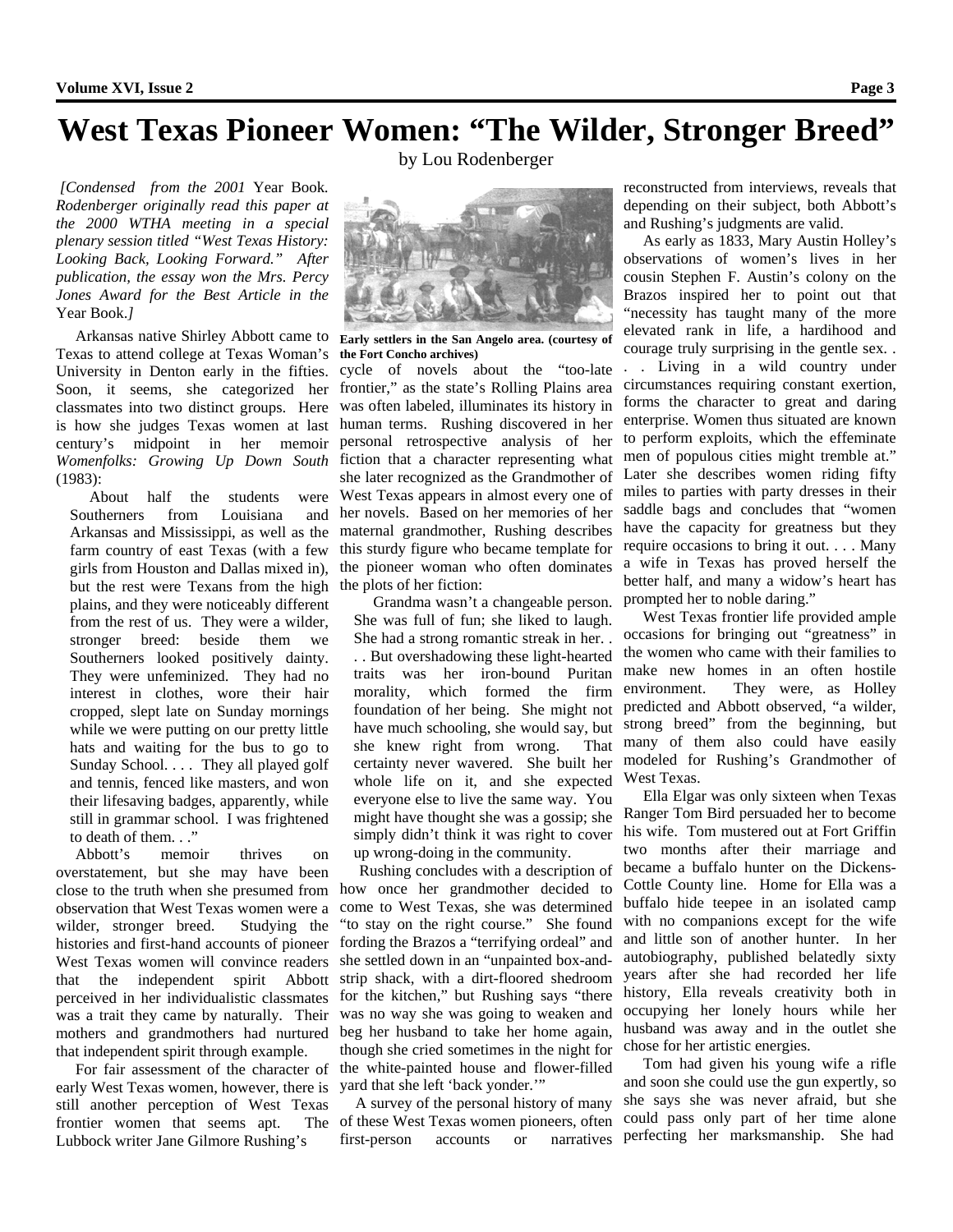# West Texas Pioneer Women: "The Wilder, Stronger Breed"

by Lou Rodenberger

*[Condensed from the 2001* Year Book*. Rodenberger originally read this paper at the 2000 WTHA meeting in a special plenary session titled "West Texas History: Looking Back, Looking Forward." After publication, the essay won the Mrs. Percy Jones Award for the Best Article in the* Year Book*.]*

Arkansas native Shirley Abbott came to Texas to attend college at Texas Woman's University in Denton early in the fifties. Soon, it seems, she categorized her classmates into two distinct groups. Here is how she judges Texas women at last century's midpoint in her memoir *Womenfolks: Growing Up Down South* (1983):

> About half the students were Southerners from Louisiana and Arkansas and Mississippi, as well as the farm country of east Texas (with a few girls from Houston and Dallas mixed in), but the rest were Texans from the high plains, and they were noticeably different from the rest of us. They were a wilder, stronger breed: beside them we Southerners looked positively dainty. They were unfeminized. They had no interest in clothes, wore their hair cropped, slept late on Sunday mornings while we were putting on our pretty little hats and waiting for the bus to go to Sunday School. . . . They all played golf and tennis, fenced like masters, and won their lifesaving badges, apparently, while still in grammar school. I was frightened to death of them. . ."

Abbott's memoir thrives on overstatement, but she may have been close to the truth when she presumed from observation that West Texas women were a wilder, stronger breed. Studying the histories and first-hand accounts of pioneer West Texas women will convince readers that the independent spirit Abbott perceived in her individualistic classmates was a trait they came by naturally. Their mothers and grandmothers had nurtured that independent spirit through example.

For fair assessment of the character of early West Texas women, however, there is still another perception of West Texas frontier women that seems apt. The Lubbock writer Jane Gilmore Rushing's cycle of novels about the "too-late frontier," as the state's Rolling Plains area was often labeled, illuminates its history in human terms. Rushing discovered in her personal retrospective analysis of her fiction that a character representing what she later recognized as the Grandmother of West Texas appears in almost every one of her novels. Based on her memories of her maternal grandmother, Rushing describes this sturdy figure who became template for the pioneer woman who often dominates the plots of her fiction:

**Early settlers in the San Angelo area. (courtesy of the Fort Concho archives)**

> Grandma wasn't a changeable person. She was full of fun; she liked to laugh. She had a strong romantic streak in her. . . . But overshadowing these light-hearted traits was her iron-bound Puritan morality, which formed the firm foundation of her being. She might not have much schooling, she would say, but she knew right from wrong. That certainty never wavered. She built her whole life on it, and she expected everyone else to live the same way. You might have thought she was a gossip; she simply didn't think it was right to cover up wrong-doing in the community.

Rushing concludes with a description of how once her grandmother decided to come to West Texas, she was determined "to stay on the right course." She found fording the Brazos a "terrifying ordeal" and she settled down in an "unpainted box-and-strip shack, with a dirt-floored shedroom for the kitchen," but Rushing says "there was no way she was going to weaken and beg her husband to take her home again, though she cried sometimes in the night for the white-painted house and flower-filled yard that she left 'back yonder.'"

A survey of the personal history of many of these West Texas women pioneers, often first-person accounts or narratives reconstructed from interviews, reveals that depending on their subject, both Abbott's and Rushing's judgments are valid.

As early as 1833, Mary Austin Holley's observations of women's lives in her cousin Stephen F. Austin's colony on the Brazos inspired her to point out that "necessity has taught many of the more elevated rank in life, a hardihood and courage truly surprising in the gentle sex. . . . Living in a wild country under circumstances requiring constant exertion, forms the character to great and daring enterprise. Women thus situated are known to perform exploits, which the effeminate men of populous cities might tremble at." Later she describes women riding fifty miles to parties with party dresses in their saddle bags and concludes that "women have the capacity for greatness but they require occasions to bring it out. . . . Many a wife in Texas has proved herself the better half, and many a widow's heart has prompted her to noble daring."

West Texas frontier life provided ample occasions for bringing out "greatness" in the women who came with their families to make new homes in an often hostile environment. They were, as Holley predicted and Abbott observed, "a wilder, strong breed" from the beginning, but many of them also could have easily modeled for Rushing's Grandmother of West Texas.

Ella Elgar was only sixteen when Texas Ranger Tom Bird persuaded her to become his wife. Tom mustered out at Fort Griffin two months after their marriage and became a buffalo hunter on the Dickens-Cottle County line. Home for Ella was a buffalo hide teepee in an isolated camp with no companions except for the wife and little son of another hunter. In her autobiography, published belatedly sixty years after she had recorded her life history, Ella reveals creativity both in occupying her lonely hours while her husband was away and in the outlet she chose for her artistic energies.

Tom had given his young wife a rifle and soon she could use the gun expertly, so she says she was never afraid, but she could pass only part of her time alone perfecting her marksmanship. She had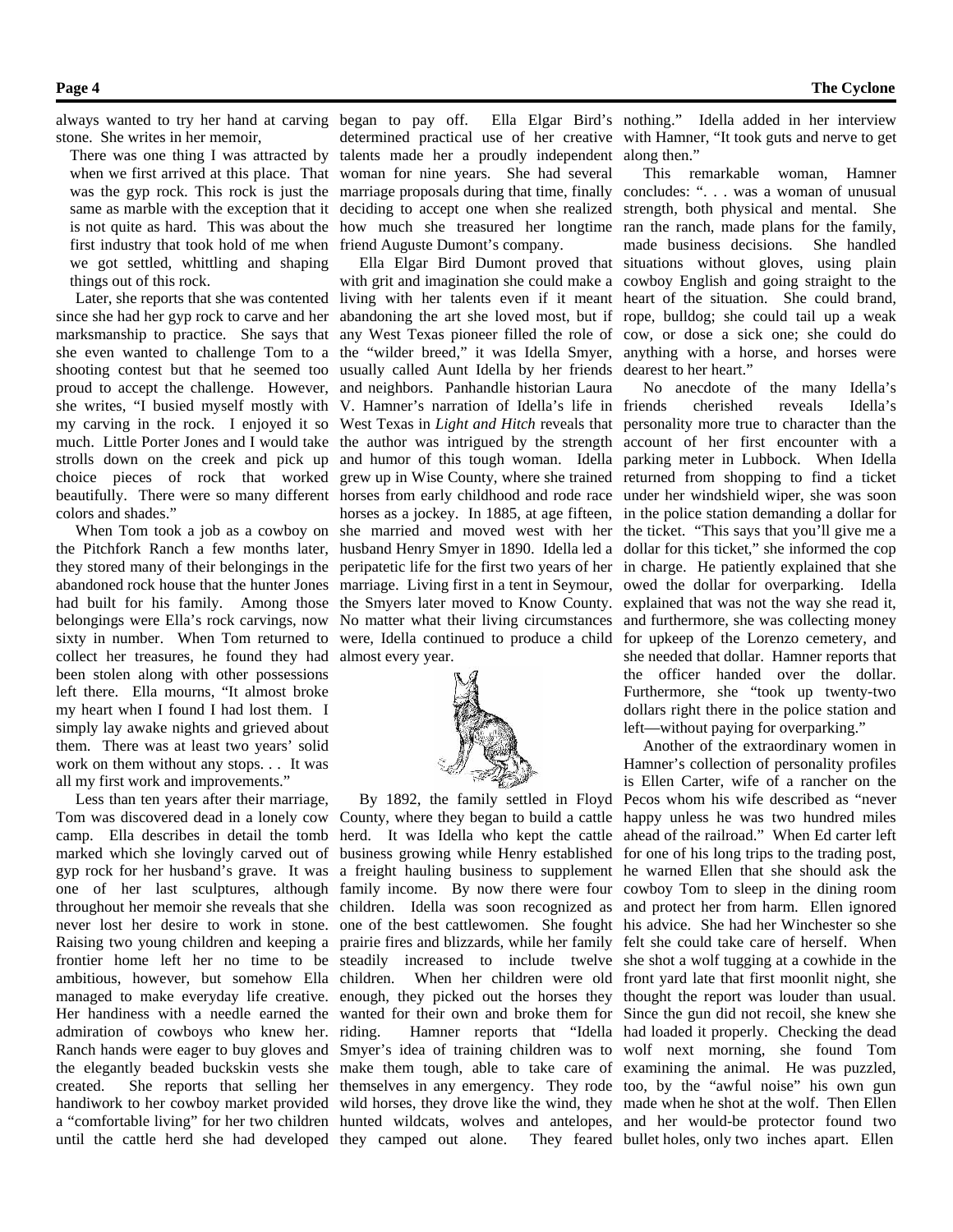always wanted to try her hand at carving stone. She writes in her memoir,

> There was one thing I was attracted by when we first arrived at this place. That was the gyp rock. This rock is just the same as marble with the exception that it is not quite as hard. This was about the first industry that took hold of me when we got settled, whittling and shaping things out of this rock.

Later, she reports that she was contented since she had her gyp rock to carve and her marksmanship to practice. She says that she even wanted to challenge Tom to a shooting contest but that he seemed too proud to accept the challenge. However, she writes, "I busied myself mostly with my carving in the rock. I enjoyed it so much. Little Porter Jones and I would take strolls down on the creek and pick up choice pieces of rock that worked beautifully. There were so many different colors and shades."

When Tom took a job as a cowboy on the Pitchfork Ranch a few months later, they stored many of their belongings in the abandoned rock house that the hunter Jones had built for his family. Among those belongings were Ella's rock carvings, now sixty in number. When Tom returned to collect her treasures, he found they had been stolen along with other possessions left there. Ella mourns, "It almost broke my heart when I found I had lost them. I simply lay awake nights and grieved about them. There was at least two years' solid work on them without any stops. . . It was all my first work and improvements."

Less than ten years after their marriage, Tom was discovered dead in a lonely cow camp. Ella describes in detail the tomb marked which she lovingly carved out of gyp rock for her husband's grave. It was one of her last sculptures, although throughout her memoir she reveals that she never lost her desire to work in stone. Raising two young children and keeping a frontier home left her no time to be ambitious, however, but somehow Ella managed to make everyday life creative. Her handiness with a needle earned the admiration of cowboys who knew her. Ranch hands were eager to buy gloves and the elegantly beaded buckskin vests she created. She reports that selling her handiwork to her cowboy market provided a "comfortable living" for her two children until the cattle herd she had developed began to pay off. Ella Elgar Bird's determined practical use of her creative talents made her a proudly independent woman for nine years. She had several marriage proposals during that time, finally deciding to accept one when she realized how much she treasured her longtime friend Auguste Dumont's company.

Ella Elgar Bird Dumont proved that with grit and imagination she could make a living with her talents even if it meant abandoning the art she loved most, but if any West Texas pioneer filled the role of the "wilder breed," it was Idella Smyer, usually called Aunt Idella by her friends and neighbors. Panhandle historian Laura V. Hamner's narration of Idella's life in West Texas in *Light and Hitch* reveals that the author was intrigued by the strength and humor of this tough woman. Idella grew up in Wise County, where she trained horses from early childhood and rode race horses as a jockey. In 1885, at age fifteen, she married and moved west with her husband Henry Smyer in 1890. Idella led a peripatetic life for the first two years of her marriage. Living first in a tent in Seymour, the Smyers later moved to Know County. No matter what their living circumstances were, Idella continued to produce a child almost every year.

By 1892, the family settled in Floyd County, where they began to build a cattle herd. It was Idella who kept the cattle business growing while Henry established a freight hauling business to supplement family income. By now there were four children. Idella was soon recognized as one of the best cattlewomen. She fought prairie fires and blizzards, while her family steadily increased to include twelve children. When her children were old enough, they picked out the horses they wanted for their own and broke them for riding. Hamner reports that "Idella Smyer's idea of training children was to make them tough, able to take care of themselves in any emergency. They rode wild horses, they drove like the wind, they hunted wildcats, wolves and antelopes, they camped out alone. They feared nothing." Idella added in her interview with Hamner, "It took guts and nerve to get along then."

This remarkable woman, Hamner concludes: ". . . was a woman of unusual strength, both physical and mental. She ran the ranch, made plans for the family, made business decisions. She handled situations without gloves, using plain cowboy English and going straight to the heart of the situation. She could brand, rope, bulldog; she could tail up a weak cow, or dose a sick one; she could do anything with a horse, and horses were dearest to her heart."

No anecdote of the many Idella's friends cherished reveals Idella's personality more true to character than the account of her first encounter with a parking meter in Lubbock. When Idella returned from shopping to find a ticket under her windshield wiper, she was soon in the police station demanding a dollar for the ticket. "This says that you'll give me a dollar for this ticket," she informed the cop in charge. He patiently explained that she owed the dollar for overparking. Idella explained that was not the way she read it, and furthermore, she was collecting money for upkeep of the Lorenzo cemetery, and she needed that dollar. Hamner reports that the officer handed over the dollar. Furthermore, she "took up twenty-two dollars right there in the police station and left—without paying for overparking."

Another of the extraordinary women in Hamner's collection of personality profiles is Ellen Carter, wife of a rancher on the Pecos whom his wife described as "never happy unless he was two hundred miles ahead of the railroad." When Ed carter left for one of his long trips to the trading post, he warned Ellen that she should ask the cowboy Tom to sleep in the dining room and protect her from harm. Ellen ignored his advice. She had her Winchester so she felt she could take care of herself. When she shot a wolf tugging at a cowhide in the front yard late that first moonlit night, she thought the report was louder than usual. Since the gun did not recoil, she knew she had loaded it properly. Checking the dead wolf next morning, she found Tom examining the animal. He was puzzled, too, by the "awful noise" his own gun made when he shot at the wolf. Then Ellen and her would-be protector found two bullet holes, only two inches apart. Ellen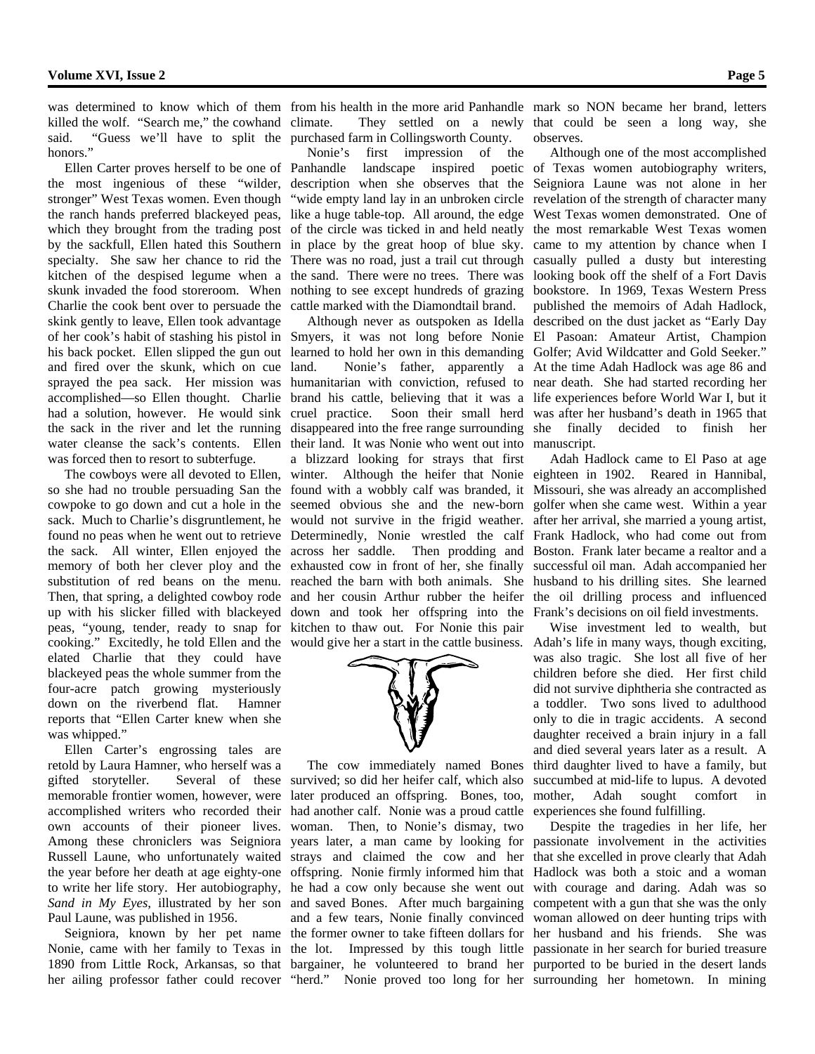was determined to know which of them killed the wolf. "Search me," the cowhand said. "Guess we'll have to split the honors."

Ellen Carter proves herself to be one of the most ingenious of these "wilder, stronger" West Texas women. Even though the ranch hands preferred blackeyed peas, which they brought from the trading post by the sackfull, Ellen hated this Southern specialty. She saw her chance to rid the kitchen of the despised legume when a skunk invaded the food storeroom. When Charlie the cook bent over to persuade the skink gently to leave, Ellen took advantage of her cook's habit of stashing his pistol in his back pocket. Ellen slipped the gun out and fired over the skunk, which on cue sprayed the pea sack. Her mission was accomplished—so Ellen thought. Charlie had a solution, however. He would sink the sack in the river and let the running water cleanse the sack's contents. Ellen was forced then to resort to subterfuge.

The cowboys were all devoted to Ellen, so she had no trouble persuading San the cowpoke to go down and cut a hole in the sack. Much to Charlie's disgruntlement, he found no peas when he went out to retrieve the sack. All winter, Ellen enjoyed the memory of both her clever ploy and the substitution of red beans on the menu. Then, that spring, a delighted cowboy rode up with his slicker filled with blackeyed peas, "young, tender, ready to snap for cooking." Excitedly, he told Ellen and the elated Charlie that they could have blackeyed peas the whole summer from the four-acre patch growing mysteriously down on the riverbend flat. Hamner reports that "Ellen Carter knew when she was whipped."

Ellen Carter's engrossing tales are retold by Laura Hamner, who herself was a gifted storyteller. Several of these memorable frontier women, however, were accomplished writers who recorded their own accounts of their pioneer lives. Among these chroniclers was Seigniora Russell Laune, who unfortunately waited the year before her death at age eighty-one to write her life story. Her autobiography, *Sand in My Eyes*, illustrated by her son Paul Laune, was published in 1956.

Seigniora, known by her pet name Nonie, came with her family to Texas in 1890 from Little Rock, Arkansas, so that her ailing professor father could recover from his health in the more arid Panhandle climate. They settled on a newly purchased farm in Collingsworth County.

Nonie's first impression of the Panhandle landscape inspired poetic description when she observes that the "wide empty land lay in an unbroken circle like a huge table-top. All around, the edge of the circle was ticked in and held neatly in place by the great hoop of blue sky. There was no road, just a trail cut through the sand. There were no trees. There was nothing to see except hundreds of grazing cattle marked with the Diamondtail brand.

Although never as outspoken as Idella Smyers, it was not long before Nonie learned to hold her own in this demanding land. Nonie's father, apparently a humanitarian with conviction, refused to brand his cattle, believing that it was a cruel practice. Soon their small herd disappeared into the free range surrounding their land. It was Nonie who went out into a blizzard looking for strays that first winter. Although the heifer that Nonie found with a wobbly calf was branded, it seemed obvious she and the new-born would not survive in the frigid weather. Determinedly, Nonie wrestled the calf across her saddle. Then prodding and exhausted cow in front of her, she finally reached the barn with both animals. She and her cousin Arthur rubber the heifer down and took her offspring into the kitchen to thaw out. For Nonie this pair would give her a start in the cattle business.

The cow immediately named Bones survived; so did her heifer calf, which also later produced an offspring. Bones, too, had another calf. Nonie was a proud cattle woman. Then, to Nonie's dismay, two years later, a man came by looking for strays and claimed the cow and her offspring. Nonie firmly informed him that he had a cow only because she went out and saved Bones. After much bargaining and a few tears, Nonie finally convinced the former owner to take fifteen dollars for the lot. Impressed by this tough little bargainer, he volunteered to brand her "herd." Nonie proved too long for her mark so NON became her brand, letters that could be seen a long way, she observes.

Although one of the most accomplished of Texas women autobiography writers, Seigniora Laune was not alone in her revelation of the strength of character many West Texas women demonstrated. One of the most remarkable West Texas women came to my attention by chance when I casually pulled a dusty but interesting looking book off the shelf of a Fort Davis bookstore. In 1969, Texas Western Press published the memoirs of Adah Hadlock, described on the dust jacket as "Early Day El Pasoan: Amateur Artist, Champion Golfer; Avid Wildcatter and Gold Seeker." At the time Adah Hadlock was age 86 and near death. She had started recording her life experiences before World War I, but it was after her husband's death in 1965 that she finally decided to finish her manuscript.

Adah Hadlock came to El Paso at age eighteen in 1902. Reared in Hannibal, Missouri, she was already an accomplished golfer when she came west. Within a year after her arrival, she married a young artist, Frank Hadlock, who had come out from Boston. Frank later became a realtor and a successful oil man. Adah accompanied her husband to his drilling sites. She learned the oil drilling process and influenced Frank's decisions on oil field investments.

Wise investment led to wealth, but Adah's life in many ways, though exciting, was also tragic. She lost all five of her children before she died. Her first child did not survive diphtheria she contracted as a toddler. Two sons lived to adulthood only to die in tragic accidents. A second daughter received a brain injury in a fall and died several years later as a result. A third daughter lived to have a family, but succumbed at mid-life to lupus. A devoted mother, Adah sought comfort in experiences she found fulfilling.

Despite the tragedies in her life, her passionate involvement in the activities that she excelled in prove clearly that Adah Hadlock was both a stoic and a woman with courage and daring. Adah was so competent with a gun that she was the only woman allowed on deer hunting trips with her husband and his friends. She was passionate in her search for buried treasure purported to be buried in the desert lands surrounding her hometown. In mining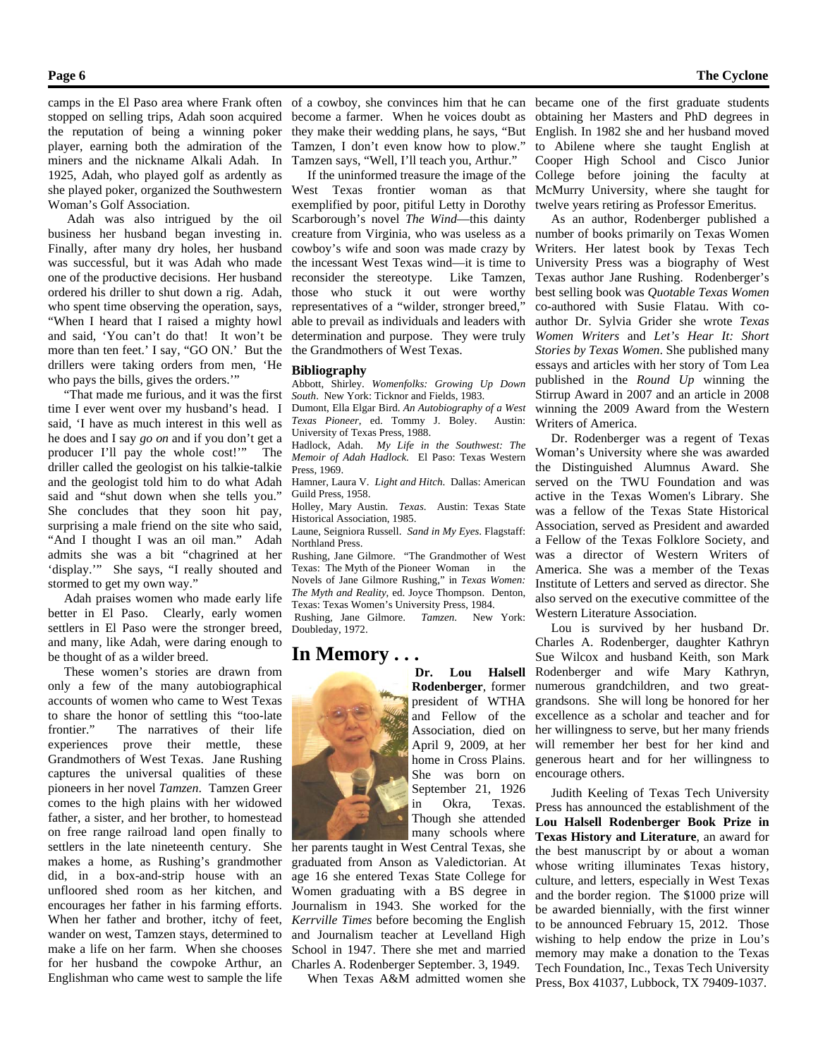camps in the El Paso area where Frank often stopped on selling trips, Adah soon acquired the reputation of being a winning poker player, earning both the admiration of the miners and the nickname Alkali Adah. In 1925, Adah, who played golf as ardently as she played poker, organized the Southwestern Woman's Golf Association.

Adah was also intrigued by the oil business her husband began investing in. Finally, after many dry holes, her husband was successful, but it was Adah who made one of the productive decisions. Her husband ordered his driller to shut down a rig. Adah, who spent time observing the operation, says, "When I heard that I raised a mighty howl and said, 'You can't do that! It won't be more than ten feet.' I say, "GO ON.' But the drillers were taking orders from men, 'He who pays the bills, gives the orders.'"

"That made me furious, and it was the first time I ever went over my husband's head. I said, 'I have as much interest in this well as he does and I say *go on* and if you don't get a producer I'll pay the whole cost!'" The driller called the geologist on his talkie-talkie and the geologist told him to do what Adah said and "shut down when she tells you." She concludes that they soon hit pay, surprising a male friend on the site who said, "And I thought I was an oil man." Adah admits she was a bit "chagrined at her 'display.'" She says, "I really shouted and stormed to get my own way."

Adah praises women who made early life better in El Paso. Clearly, early women settlers in El Paso were the stronger breed, and many, like Adah, were daring enough to be thought of as a wilder breed.

These women's stories are drawn from only a few of the many autobiographical accounts of women who came to West Texas to share the honor of settling this "too-late frontier." The narratives of their life experiences prove their mettle, these Grandmothers of West Texas. Jane Rushing captures the universal qualities of these pioneers in her novel *Tamzen*. Tamzen Greer comes to the high plains with her widowed father, a sister, and her brother, to homestead on free range railroad land open finally to settlers in the late nineteenth century. She makes a home, as Rushing's grandmother did, in a box-and-strip house with an unfloored shed room as her kitchen, and encourages her father in his farming efforts. When her father and brother, itchy of feet, wander on west, Tamzen stays, determined to make a life on her farm. When she chooses for her husband the cowpoke Arthur, an Englishman who came west to sample the life of a cowboy, she convinces him that he can become a farmer. When he voices doubt as they make their wedding plans, he says, "But Tamzen, I don't even know how to plow." Tamzen says, "Well, I'll teach you, Arthur."

If the uninformed treasure the image of the West Texas frontier woman as that exemplified by poor, pitiful Letty in Dorothy Scarborough's novel *The Wind*—this dainty creature from Virginia, who was useless as a cowboy's wife and soon was made crazy by the incessant West Texas wind—it is time to reconsider the stereotype. Like Tamzen, those who stuck it out were worthy representatives of a "wilder, stronger breed," able to prevail as individuals and leaders with determination and purpose. They were truly the Grandmothers of West Texas.

### Bibliography

Abbott, Shirley. *Womenfolks: Growing Up Down South*. New York: Ticknor and Fields, 1983.

Dumont, Ella Elgar Bird. *An Autobiography of a West Texas Pioneer*, ed. Tommy J. Boley. Austin: University of Texas Press, 1988.

Hadlock, Adah. *My Life in the Southwest: The Memoir of Adah Hadlock*. El Paso: Texas Western Press, 1969.

Hamner, Laura V. *Light and Hitch*. Dallas: American Guild Press, 1958.

Holley, Mary Austin. *Texas*. Austin: Texas State Historical Association, 1985.

Laune, Seigniora Russell. *Sand in My Eyes*. Flagstaff: Northland Press.

Rushing, Jane Gilmore. "The Grandmother of West Texas: The Myth of the Pioneer Woman in the Novels of Jane Gilmore Rushing," in *Texas Women: The Myth and Reality*, ed. Joyce Thompson. Denton, Texas: Texas Women's University Press, 1984.

Rushing, Jane Gilmore. *Tamzen*. New York: Doubleday, 1972.

## In Memory . . .

**Dr. Lou Halsell Rodenberger**, former president of WTHA and Fellow of the Association, died on April 9, 2009, at her home in Cross Plains. She was born on September 21, 1926 in Okra, Texas. Though she attended many schools where her parents taught in West Central Texas, she graduated from Anson as Valedictorian. At age 16 she entered Texas State College for Women graduating with a BS degree in Journalism in 1943. She worked for the *Kerrville Times* before becoming the English and Journalism teacher at Levelland High School in 1947. There she met and married Charles A. Rodenberger September. 3, 1949.

When Texas A&M admitted women she became one of the first graduate students obtaining her Masters and PhD degrees in English. In 1982 she and her husband moved to Abilene where she taught English at Cooper High School and Cisco Junior College before joining the faculty at McMurry University, where she taught for twelve years retiring as Professor Emeritus.

As an author, Rodenberger published a number of books primarily on Texas Women Writers. Her latest book by Texas Tech University Press was a biography of West Texas author Jane Rushing. Rodenberger's best selling book was *Quotable Texas Women* co-authored with Susie Flatau. With co-author Dr. Sylvia Grider she wrote *Texas Women Writers* and *Let's Hear It: Short Stories by Texas Women*. She published many essays and articles with her story of Tom Lea published in the *Round Up* winning the Stirrup Award in 2007 and an article in 2008 winning the 2009 Award from the Western Writers of America.

Dr. Rodenberger was a regent of Texas Woman's University where she was awarded the Distinguished Alumnus Award. She served on the TWU Foundation and was active in the Texas Women's Library. She was a fellow of the Texas State Historical Association, served as President and awarded a Fellow of the Texas Folklore Society, and was a director of Western Writers of America. She was a member of the Texas Institute of Letters and served as director. She also served on the executive committee of the Western Literature Association.

Lou is survived by her husband Dr. Charles A. Rodenberger, daughter Kathryn Sue Wilcox and husband Keith, son Mark Rodenberger and wife Mary Kathryn, numerous grandchildren, and two great-grandsons. She will long be honored for her excellence as a scholar and teacher and for her willingness to serve, but her many friends will remember her best for her kind and generous heart and for her willingness to encourage others.

Judith Keeling of Texas Tech University Press has announced the establishment of the **Lou Halsell Rodenberger Book Prize in Texas History and Literature**, an award for the best manuscript by or about a woman whose writing illuminates Texas history, culture, and letters, especially in West Texas and the border region. The $1000 prize will be awarded biennially, with the first winner to be announced February 15, 2012. Those wishing to help endow the prize in Lou's memory may make a donation to the Texas Tech Foundation, Inc., Texas Tech University Press, Box 41037, Lubbock, TX 79409-1037.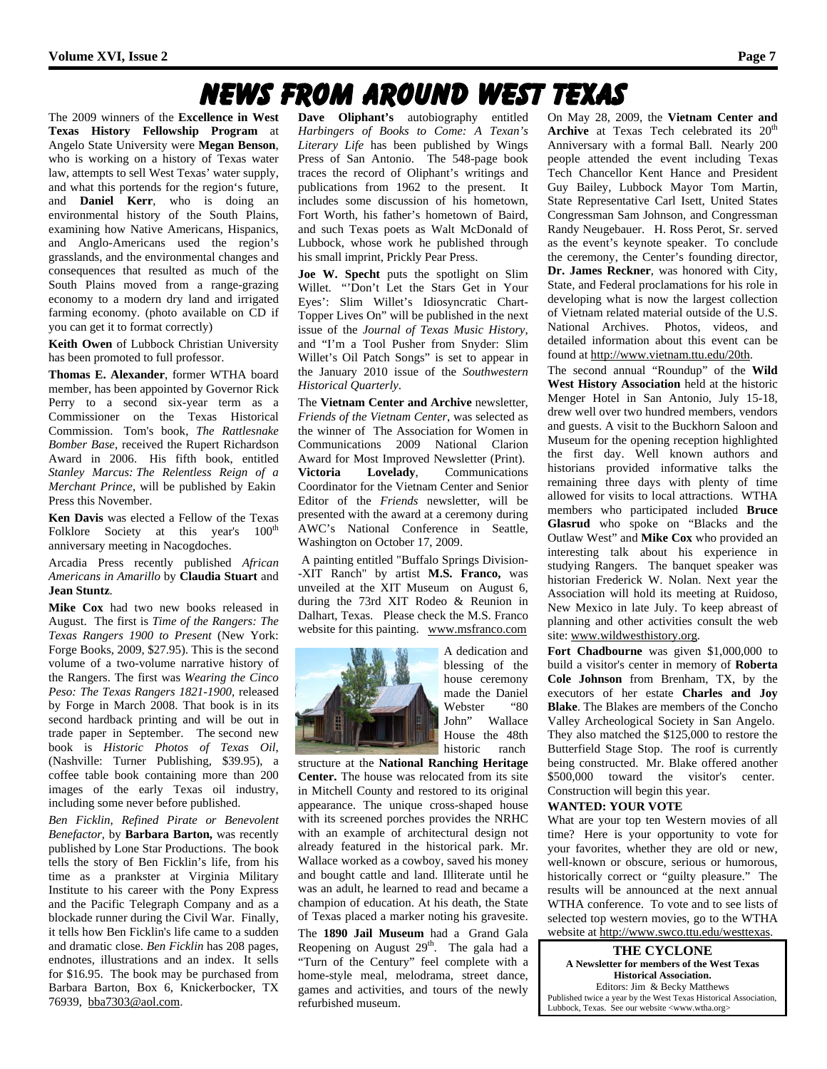# NEWS FROM AROUND WEST TEXAS

The 2009 winners of the **Excellence in West Texas History Fellowship Program** at Angelo State University were **Megan Benson**, who is working on a history of Texas water law, attempts to sell West Texas' water supply, and what this portends for the region's future, and **Daniel Kerr**, who is doing an environmental history of the South Plains, examining how Native Americans, Hispanics, and Anglo-Americans used the region's grasslands, and the environmental changes and consequences that resulted as much of the South Plains moved from a range-grazing economy to a modern dry land and irrigated farming economy. (photo available on CD if you can get it to format correctly)

**Keith Owen** of Lubbock Christian University has been promoted to full professor.

**Thomas E. Alexander**, former WTHA board member, has been appointed by Governor Rick Perry to a second six-year term as a Commissioner on the Texas Historical Commission. Tom's book, *The Rattlesnake Bomber Base*, received the Rupert Richardson Award in 2006. His fifth book, entitled *Stanley Marcus: The Relentless Reign of a Merchant Prince*, will be published by Eakin Press this November.

**Ken Davis** was elected a Fellow of the Texas Folklore Society at this year's 100th anniversary meeting in Nacogdoches.

Arcadia Press recently published *African Americans in Amarillo* by **Claudia Stuart** and **Jean Stuntz**.

**Mike Cox** had two new books released in August. The first is *Time of the Rangers: The Texas Rangers 1900 to Present* (New York: Forge Books, 2009, $27.95). This is the second volume of a two-volume narrative history of the Rangers. The first was *Wearing the Cinco Peso: The Texas Rangers 1821-1900*, released by Forge in March 2008. That book is in its second hardback printing and will be out in trade paper in September. The second new book is *Historic Photos of Texas Oil*, (Nashville: Turner Publishing, $39.95), a coffee table book containing more than 200 images of the early Texas oil industry, including some never before published.

*Ben Ficklin, Refined Pirate or Benevolent Benefactor*, by **Barbara Barton,** was recently published by Lone Star Productions. The book tells the story of Ben Ficklin's life, from his time as a prankster at Virginia Military Institute to his career with the Pony Express and the Pacific Telegraph Company and as a blockade runner during the Civil War. Finally, it tells how Ben Ficklin's life came to a sudden and dramatic close. *Ben Ficklin* has 208 pages, endnotes, illustrations and an index. It sells for $16.95. The book may be purchased from Barbara Barton, Box 6, Knickerbocker, TX 76939, bba7303@aol.com.

**Dave Oliphant's** autobiography entitled *Harbingers of Books to Come: A Texan's Literary Life* has been published by Wings Press of San Antonio. The 548-page book traces the record of Oliphant's writings and publications from 1962 to the present. It includes some discussion of his hometown, Fort Worth, his father's hometown of Baird, and such Texas poets as Walt McDonald of Lubbock, whose work he published through his small imprint, Prickly Pear Press.

**Joe W. Specht** puts the spotlight on Slim Willet. "'Don't Let the Stars Get in Your Eyes': Slim Willet's Idiosyncratic Chart-Topper Lives On" will be published in the next issue of the *Journal of Texas Music History*, and "I'm a Tool Pusher from Snyder: Slim Willet's Oil Patch Songs" is set to appear in the January 2010 issue of the *Southwestern Historical Quarterly*.

The **Vietnam Center and Archive** newsletter, *Friends of the Vietnam Center*, was selected as the winner of The Association for Women in Communications 2009 National Clarion Award for Most Improved Newsletter (Print). **Victoria Lovelady**, Communications Coordinator for the Vietnam Center and Senior Editor of the *Friends* newsletter, will be presented with the award at a ceremony during AWC's National Conference in Seattle, Washington on October 17, 2009.

A painting entitled "Buffalo Springs Division--XIT Ranch" by artist **M.S. Franco,** was unveiled at the XIT Museum on August 6, during the 73rd XIT Rodeo & Reunion in Dalhart, Texas. Please check the M.S. Franco website for this painting. www.msfranco.com

A dedication and blessing of the house ceremony made the Daniel Webster "80 John" Wallace House the 48th historic ranch structure at the **National Ranching Heritage Center.** The house was relocated from its site in Mitchell County and restored to its original appearance. The unique cross-shaped house with its screened porches provides the NRHC with an example of architectural design not already featured in the historical park. Mr. Wallace worked as a cowboy, saved his money and bought cattle and land. Illiterate until he was an adult, he learned to read and became a champion of education. At his death, the State of Texas placed a marker noting his gravesite.

The **1890 Jail Museum** had a Grand Gala Reopening on August 29th. The gala had a "Turn of the Century" feel complete with a home-style meal, melodrama, street dance, games and activities, and tours of the newly refurbished museum.

On May 28, 2009, the **Vietnam Center and Archive** at Texas Tech celebrated its 20th Anniversary with a formal Ball. Nearly 200 people attended the event including Texas Tech Chancellor Kent Hance and President Guy Bailey, Lubbock Mayor Tom Martin, State Representative Carl Isett, United States Congressman Sam Johnson, and Congressman Randy Neugebauer. H. Ross Perot, Sr. served as the event's keynote speaker. To conclude the ceremony, the Center's founding director, **Dr. James Reckner**, was honored with City, State, and Federal proclamations for his role in developing what is now the largest collection of Vietnam related material outside of the U.S. National Archives. Photos, videos, and detailed information about this event can be found at http://www.vietnam.ttu.edu/20th.

The second annual "Roundup" of the **Wild West History Association** held at the historic Menger Hotel in San Antonio, July 15-18, drew well over two hundred members, vendors and guests. A visit to the Buckhorn Saloon and Museum for the opening reception highlighted the first day. Well known authors and historians provided informative talks the remaining three days with plenty of time allowed for visits to local attractions. WTHA members who participated included **Bruce Glasrud** who spoke on "Blacks and the Outlaw West" and **Mike Cox** who provided an interesting talk about his experience in studying Rangers. The banquet speaker was historian Frederick W. Nolan. Next year the Association will hold its meeting at Ruidoso, New Mexico in late July. To keep abreast of planning and other activities consult the web site: www.wildwesthistory.org.

**Fort Chadbourne** was given $1,000,000 to build a visitor's center in memory of **Roberta Cole Johnson** from Brenham, TX, by the executors of her estate **Charles and Joy Blake**. The Blakes are members of the Concho Valley Archeological Society in San Angelo. They also matched the $125,000 to restore the Butterfield Stage Stop. The roof is currently being constructed. Mr. Blake offered another $500,000 toward the visitor's center. Construction will begin this year.

**WANTED: YOUR VOTE**

What are your top ten Western movies of all time? Here is your opportunity to vote for your favorites, whether they are old or new, well-known or obscure, serious or humorous, historically correct or "guilty pleasure." The results will be announced at the next annual WTHA conference. To vote and to see lists of selected top western movies, go to the WTHA website at http://www.swco.ttu.edu/westtexas.

**THE CYCLONE**

**A Newsletter for members of the West Texas Historical Association.**

Editors: Jim & Becky Matthews

Published twice a year by the West Texas Historical Association, Lubbock, Texas. See our website <www.wtha.org>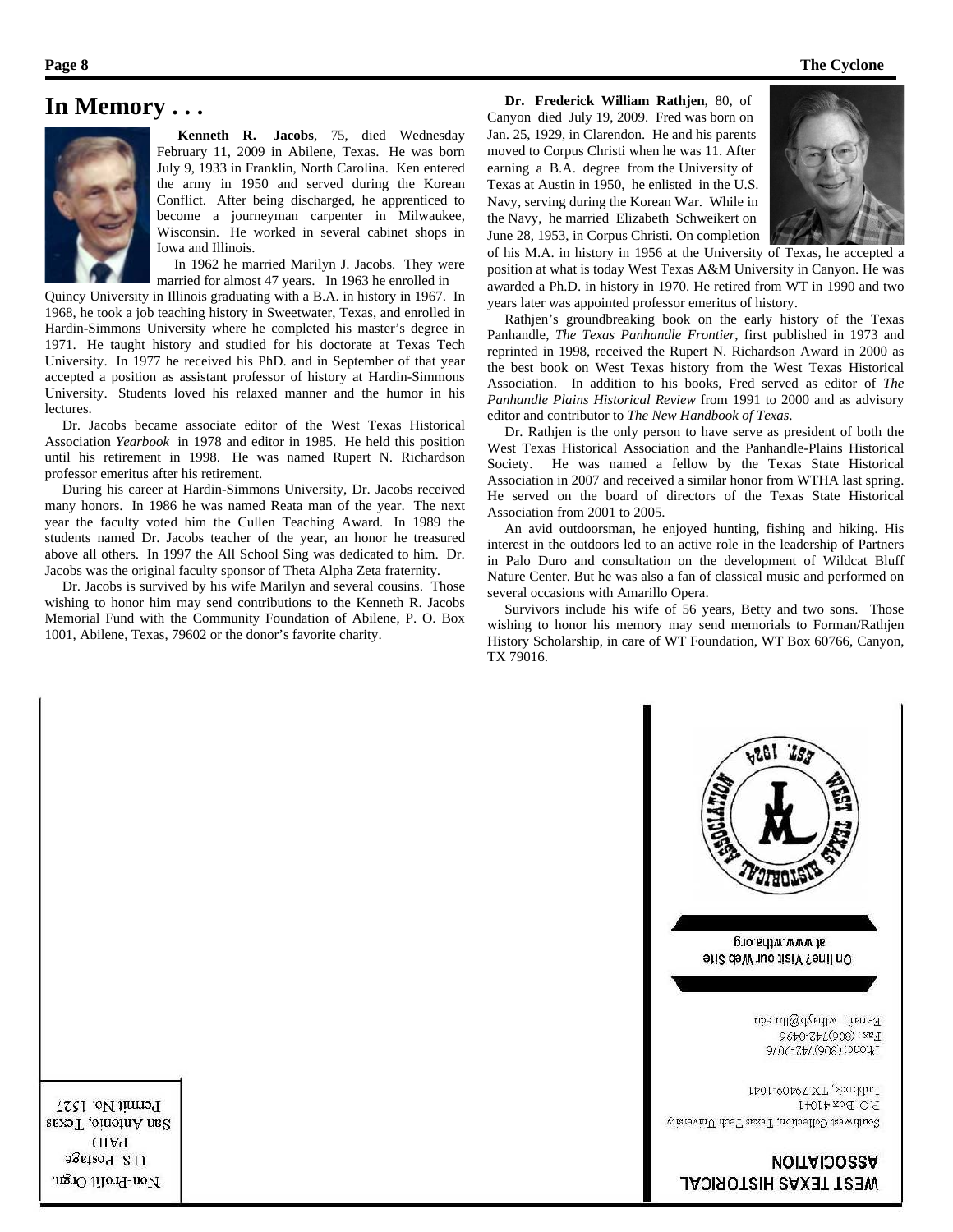# In Memory . . .

**Kenneth R. Jacobs**, 75, died Wednesday February 11, 2009 in Abilene, Texas. He was born July 9, 1933 in Franklin, North Carolina. Ken entered the army in 1950 and served during the Korean Conflict. After being discharged, he apprenticed to become a journeyman carpenter in Milwaukee, Wisconsin. He worked in several cabinet shops in Iowa and Illinois.

In 1962 he married Marilyn J. Jacobs. They were married for almost 47 years. In 1963 he enrolled in Quincy University in Illinois graduating with a B.A. in history in 1967. In 1968, he took a job teaching history in Sweetwater, Texas, and enrolled in Hardin-Simmons University where he completed his master's degree in 1971. He taught history and studied for his doctorate at Texas Tech University. In 1977 he received his PhD. and in September of that year accepted a position as assistant professor of history at Hardin-Simmons University. Students loved his relaxed manner and the humor in his lectures.

Dr. Jacobs became associate editor of the West Texas Historical Association *Yearbook* in 1978 and editor in 1985. He held this position until his retirement in 1998. He was named Rupert N. Richardson professor emeritus after his retirement.

During his career at Hardin-Simmons University, Dr. Jacobs received many honors. In 1986 he was named Reata man of the year. The next year the faculty voted him the Cullen Teaching Award. In 1989 the students named Dr. Jacobs teacher of the year, an honor he treasured above all others. In 1997 the All School Sing was dedicated to him. Dr. Jacobs was the original faculty sponsor of Theta Alpha Zeta fraternity.

Dr. Jacobs is survived by his wife Marilyn and several cousins. Those wishing to honor him may send contributions to the Kenneth R. Jacobs Memorial Fund with the Community Foundation of Abilene, P. O. Box 1001, Abilene, Texas, 79602 or the donor's favorite charity.

**Dr. Frederick William Rathjen**, 80, of Canyon died July 19, 2009. Fred was born on Jan. 25, 1929, in Clarendon. He and his parents moved to Corpus Christi when he was 11. After earning a B.A. degree from the University of Texas at Austin in 1950, he enlisted in the U.S. Navy, serving during the Korean War. While in the Navy, he married Elizabeth Schweikert on June 28, 1953, in Corpus Christi. On completion of his M.A. in history in 1956 at the University of Texas, he accepted a position at what is today West Texas A&M University in Canyon. He was awarded a Ph.D. in history in 1970. He retired from WT in 1990 and two years later was appointed professor emeritus of history.

Rathjen's groundbreaking book on the early history of the Texas Panhandle, *The Texas Panhandle Frontier*, first published in 1973 and reprinted in 1998, received the Rupert N. Richardson Award in 2000 as the best book on West Texas history from the West Texas Historical Association. In addition to his books, Fred served as editor of *The Panhandle Plains Historical Review* from 1991 to 2000 and as advisory editor and contributor to *The New Handbook of Texas*.

Dr. Rathjen is the only person to have serve as president of both the West Texas Historical Association and the Panhandle-Plains Historical Society. He was named a fellow by the Texas State Historical Association in 2007 and received a similar honor from WTHA last spring. He served on the board of directors of the Texas State Historical Association from 2001 to 2005.

An avid outdoorsman, he enjoyed hunting, fishing and hiking. His interest in the outdoors led to an active role in the leadership of Partners in Palo Duro and consultation on the development of Wildcat Bluff Nature Center. But he was also a fan of classical music and performed on several occasions with Amarillo Opera.

Survivors include his wife of 56 years, Betty and two sons. Those wishing to honor his memory may send memorials to Forman/Rathjen History Scholarship, in care of WT Foundation, WT Box 60766, Canyon, TX 79016.

WEST TEXAS HISTORICAL ASSOCIATION
Southwest Collection, Texas Tech University
P.O. Box 41041
Lubbock, TX 79409-1041

Phone: (806)742-9076
Fax: (806)742-0496
E-mail: wthayb@ttu.edu

On line? Visit our Web Site
at www.wtha.org

West Texas Historical Association
Est. 1924

Non-Profit Orgn.
U.S. Postage
PAID
San Antonio, Texas
Permit No. 1527